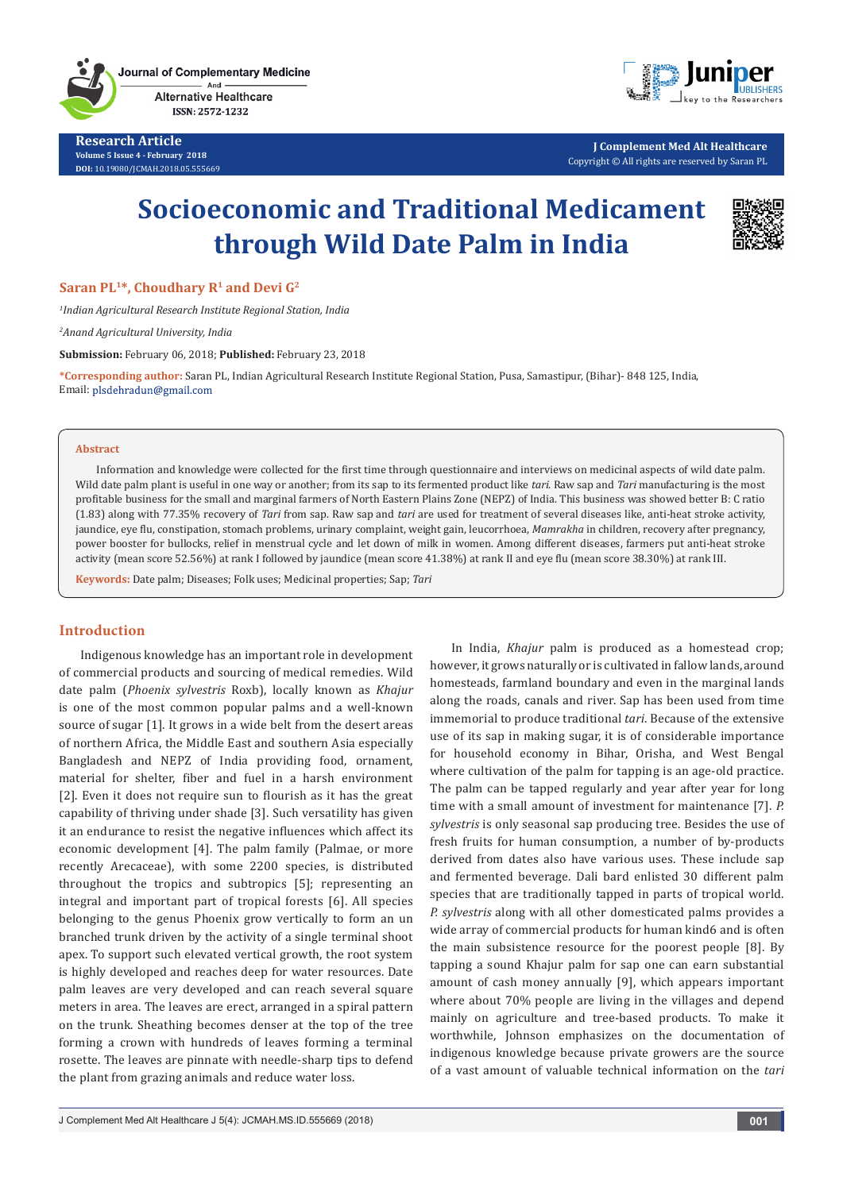Research Article
Volume 5 Issue 4 - February 2018
DOI: 10.19080/JCMAH.2018.05.555669

# Socioeconomic and Traditional Medicament through Wild Date Palm in India

**Saran PL[1]*, Choudhary R[1] and Devi G[2]**

[1]*Indian Agricultural Research Institute Regional Station, India*

[2]*Anand Agricultural University, India*

**Submission:** February 06, 2018; **Published:** February 23, 2018

***Corresponding author:** Saran PL, Indian Agricultural Research Institute Regional Station, Pusa, Samastipur, (Bihar)- 848 125, India, Email: plsdehradun@gmail.com

## Abstract

Information and knowledge were collected for the first time through questionnaire and interviews on medicinal aspects of wild date palm. Wild date palm plant is useful in one way or another; from its sap to its fermented product like *tari*. Raw sap and *Tari* manufacturing is the most profitable business for the small and marginal farmers of North Eastern Plains Zone (NEPZ) of India. This business was showed better B: C ratio (1.83) along with 77.35% recovery of *Tari* from sap. Raw sap and *tari* are used for treatment of several diseases like, anti-heat stroke activity, jaundice, eye flu, constipation, stomach problems, urinary complaint, weight gain, leucorrhoea, *Mamrakha* in children, recovery after pregnancy, power booster for bullocks, relief in menstrual cycle and let down of milk in women. Among different diseases, farmers put anti-heat stroke activity (mean score 52.56%) at rank I followed by jaundice (mean score 41.38%) at rank II and eye flu (mean score 38.30%) at rank III.

**Keywords:** Date palm; Diseases; Folk uses; Medicinal properties; Sap; *Tari*

## Introduction

Indigenous knowledge has an important role in development of commercial products and sourcing of medical remedies. Wild date palm (*Phoenix sylvestris* Roxb), locally known as *Khajur* is one of the most common popular palms and a well-known source of sugar [1]. It grows in a wide belt from the desert areas of northern Africa, the Middle East and southern Asia especially Bangladesh and NEPZ of India providing food, ornament, material for shelter, fiber and fuel in a harsh environment [2]. Even it does not require sun to flourish as it has the great capability of thriving under shade [3]. Such versatility has given it an endurance to resist the negative influences which affect its economic development [4]. The palm family (Palmae, or more recently Arecaceae), with some 2200 species, is distributed throughout the tropics and subtropics [5]; representing an integral and important part of tropical forests [6]. All species belonging to the genus Phoenix grow vertically to form an un branched trunk driven by the activity of a single terminal shoot apex. To support such elevated vertical growth, the root system is highly developed and reaches deep for water resources. Date palm leaves are very developed and can reach several square meters in area. The leaves are erect, arranged in a spiral pattern on the trunk. Sheathing becomes denser at the top of the tree forming a crown with hundreds of leaves forming a terminal rosette. The leaves are pinnate with needle-sharp tips to defend the plant from grazing animals and reduce water loss.

In India, *Khajur* palm is produced as a homestead crop; however, it grows naturally or is cultivated in fallow lands, around homesteads, farmland boundary and even in the marginal lands along the roads, canals and river. Sap has been used from time immemorial to produce traditional *tari*. Because of the extensive use of its sap in making sugar, it is of considerable importance for household economy in Bihar, Orisha, and West Bengal where cultivation of the palm for tapping is an age-old practice. The palm can be tapped regularly and year after year for long time with a small amount of investment for maintenance [7]. *P. sylvestris* is only seasonal sap producing tree. Besides the use of fresh fruits for human consumption, a number of by-products derived from dates also have various uses. These include sap and fermented beverage. Dali bard enlisted 30 different palm species that are traditionally tapped in parts of tropical world. *P. sylvestris* along with all other domesticated palms provides a wide array of commercial products for human kind6 and is often the main subsistence resource for the poorest people [8]. By tapping a sound Khajur palm for sap one can earn substantial amount of cash money annually [9], which appears important where about 70% people are living in the villages and depend mainly on agriculture and tree-based products. To make it worthwhile, Johnson emphasizes on the documentation of indigenous knowledge because private growers are the source of a vast amount of valuable technical information on the *tari*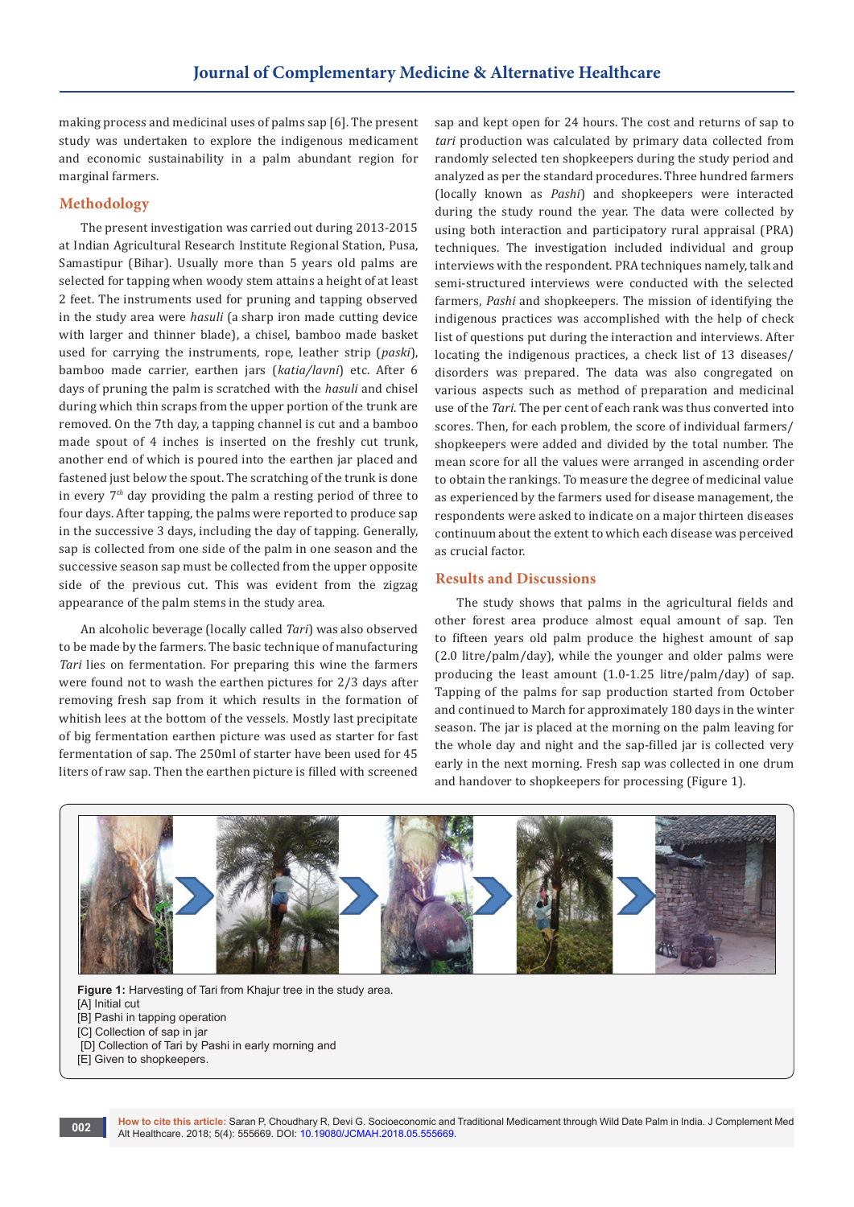making process and medicinal uses of palms sap [6]. The present study was undertaken to explore the indigenous medicament and economic sustainability in a palm abundant region for marginal farmers.

## Methodology

The present investigation was carried out during 2013-2015 at Indian Agricultural Research Institute Regional Station, Pusa, Samastipur (Bihar). Usually more than 5 years old palms are selected for tapping when woody stem attains a height of at least 2 feet. The instruments used for pruning and tapping observed in the study area were *hasuli* (a sharp iron made cutting device with larger and thinner blade), a chisel, bamboo made basket used for carrying the instruments, rope, leather strip (*paski*), bamboo made carrier, earthen jars (*katia/lavni*) etc. After 6 days of pruning the palm is scratched with the *hasuli* and chisel during which thin scraps from the upper portion of the trunk are removed. On the 7th day, a tapping channel is cut and a bamboo made spout of 4 inches is inserted on the freshly cut trunk, another end of which is poured into the earthen jar placed and fastened just below the spout. The scratching of the trunk is done in every 7[th] day providing the palm a resting period of three to four days. After tapping, the palms were reported to produce sap in the successive 3 days, including the day of tapping. Generally, sap is collected from one side of the palm in one season and the successive season sap must be collected from the upper opposite side of the previous cut. This was evident from the zigzag appearance of the palm stems in the study area.

An alcoholic beverage (locally called *Tari*) was also observed to be made by the farmers. The basic technique of manufacturing *Tari* lies on fermentation. For preparing this wine the farmers were found not to wash the earthen pictures for 2/3 days after removing fresh sap from it which results in the formation of whitish lees at the bottom of the vessels. Mostly last precipitate of big fermentation earthen picture was used as starter for fast fermentation of sap. The 250ml of starter have been used for 45 liters of raw sap. Then the earthen picture is filled with screened sap and kept open for 24 hours. The cost and returns of sap to *tari* production was calculated by primary data collected from randomly selected ten shopkeepers during the study period and analyzed as per the standard procedures. Three hundred farmers (locally known as *Pashi*) and shopkeepers were interacted during the study round the year. The data were collected by using both interaction and participatory rural appraisal (PRA) techniques. The investigation included individual and group interviews with the respondent. PRA techniques namely, talk and semi-structured interviews were conducted with the selected farmers, *Pashi* and shopkeepers. The mission of identifying the indigenous practices was accomplished with the help of check list of questions put during the interaction and interviews. After locating the indigenous practices, a check list of 13 diseases/disorders was prepared. The data was also congregated on various aspects such as method of preparation and medicinal use of the *Tari*. The per cent of each rank was thus converted into scores. Then, for each problem, the score of individual farmers/shopkeepers were added and divided by the total number. The mean score for all the values were arranged in ascending order to obtain the rankings. To measure the degree of medicinal value as experienced by the farmers used for disease management, the respondents were asked to indicate on a major thirteen diseases continuum about the extent to which each disease was perceived as crucial factor.

## Results and Discussions

The study shows that palms in the agricultural fields and other forest area produce almost equal amount of sap. Ten to fifteen years old palm produce the highest amount of sap (2.0 litre/palm/day), while the younger and older palms were producing the least amount (1.0-1.25 litre/palm/day) of sap. Tapping of the palms for sap production started from October and continued to March for approximately 180 days in the winter season. The jar is placed at the morning on the palm leaving for the whole day and night and the sap-filled jar is collected very early in the next morning. Fresh sap was collected in one drum and handover to shopkeepers for processing (Figure 1).

**Figure 1:** Harvesting of Tari from Khajur tree in the study area.
[A] Initial cut
[B] Pashi in tapping operation
[C] Collection of sap in jar
[D] Collection of Tari by Pashi in early morning and
[E] Given to shopkeepers.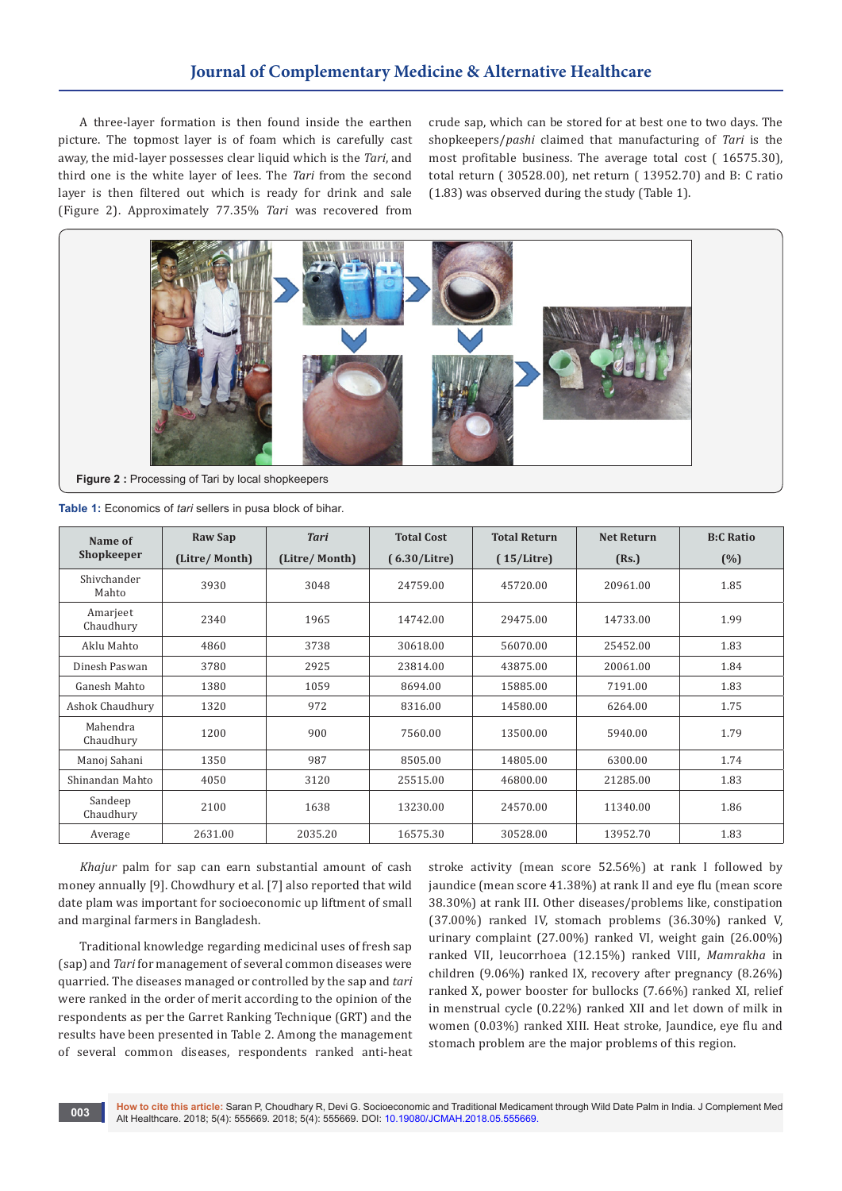A three-layer formation is then found inside the earthen picture. The topmost layer is of foam which is carefully cast away, the mid-layer possesses clear liquid which is the *Tari*, and third one is the white layer of lees. The *Tari* from the second layer is then filtered out which is ready for drink and sale (Figure 2). Approximately 77.35% *Tari* was recovered from crude sap, which can be stored for at best one to two days. The shopkeepers/*pashi* claimed that manufacturing of *Tari* is the most profitable business. The average total cost ( 16575.30), total return ( 30528.00), net return ( 13952.70) and B: C ratio (1.83) was observed during the study (Table 1).

**Figure 2 :** Processing of Tari by local shopkeepers

**Table 1:** Economics of *tari* sellers in pusa block of bihar.

| Name of Shopkeeper | Raw Sap (Litre/ Month) | *Tari* (Litre/ Month) | Total Cost ( 6.30/Litre) | Total Return ( 15/Litre) | Net Return (Rs.) | B:C Ratio (%) |
|---|---|---|---|---|---|---|
| Shivchander Mahto | 3930 | 3048 | 24759.00 | 45720.00 | 20961.00 | 1.85 |
| Amarjeet Chaudhury | 2340 | 1965 | 14742.00 | 29475.00 | 14733.00 | 1.99 |
| Aklu Mahto | 4860 | 3738 | 30618.00 | 56070.00 | 25452.00 | 1.83 |
| Dinesh Paswan | 3780 | 2925 | 23814.00 | 43875.00 | 20061.00 | 1.84 |
| Ganesh Mahto | 1380 | 1059 | 8694.00 | 15885.00 | 7191.00 | 1.83 |
| Ashok Chaudhury | 1320 | 972 | 8316.00 | 14580.00 | 6264.00 | 1.75 |
| Mahendra Chaudhury | 1200 | 900 | 7560.00 | 13500.00 | 5940.00 | 1.79 |
| Manoj Sahani | 1350 | 987 | 8505.00 | 14805.00 | 6300.00 | 1.74 |
| Shinandan Mahto | 4050 | 3120 | 25515.00 | 46800.00 | 21285.00 | 1.83 |
| Sandeep Chaudhury | 2100 | 1638 | 13230.00 | 24570.00 | 11340.00 | 1.86 |
| Average | 2631.00 | 2035.20 | 16575.30 | 30528.00 | 13952.70 | 1.83 |

*Khajur* palm for sap can earn substantial amount of cash money annually [9]. Chowdhury et al. [7] also reported that wild date plam was important for socioeconomic up liftment of small and marginal farmers in Bangladesh.

Traditional knowledge regarding medicinal uses of fresh sap (sap) and *Tari* for management of several common diseases were quarried. The diseases managed or controlled by the sap and *tari* were ranked in the order of merit according to the opinion of the respondents as per the Garret Ranking Technique (GRT) and the results have been presented in Table 2. Among the management of several common diseases, respondents ranked anti-heat stroke activity (mean score 52.56%) at rank I followed by jaundice (mean score 41.38%) at rank II and eye flu (mean score 38.30%) at rank III. Other diseases/problems like, constipation (37.00%) ranked IV, stomach problems (36.30%) ranked V, urinary complaint (27.00%) ranked VI, weight gain (26.00%) ranked VII, leucorrhoea (12.15%) ranked VIII, *Mamrakha* in children (9.06%) ranked IX, recovery after pregnancy (8.26%) ranked X, power booster for bullocks (7.66%) ranked XI, relief in menstrual cycle (0.22%) ranked XII and let down of milk in women (0.03%) ranked XIII. Heat stroke, Jaundice, eye flu and stomach problem are the major problems of this region.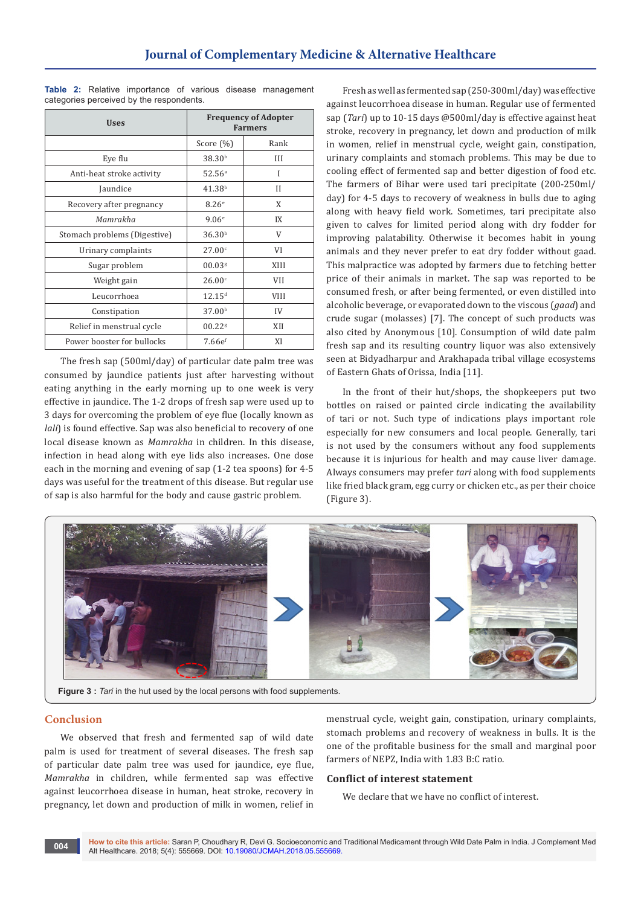**Table 2:** Relative importance of various disease management categories perceived by the respondents.

| Uses | Frequency of Adopter Farmers | |
|---|---|---|
| | Score (%) | Rank |
| Eye flu | 38.30[b] | III |
| Anti-heat stroke activity | 52.56[a] | I |
| Jaundice | 41.38[b] | II |
| Recovery after pregnancy | 8.26[e] | X |
| *Mamrakha* | 9.06[e] | IX |
| Stomach problems (Digestive) | 36.30[b] | V |
| Urinary complaints | 27.00[c] | VI |
| Sugar problem | 00.03[g] | XIII |
| Weight gain | 26.00[c] | VII |
| Leucorrhoea | 12.15[d] | VIII |
| Constipation | 37.00[b] | IV |
| Relief in menstrual cycle | 00.22[g] | XII |
| Power booster for bullocks | 7.66[ef] | XI |

The fresh sap (500ml/day) of particular date palm tree was consumed by jaundice patients just after harvesting without eating anything in the early morning up to one week is very effective in jaundice. The 1-2 drops of fresh sap were used up to 3 days for overcoming the problem of eye flue (locally known as *lali*) is found effective. Sap was also beneficial to recovery of one local disease known as *Mamrakha* in children. In this disease, infection in head along with eye lids also increases. One dose each in the morning and evening of sap (1-2 tea spoons) for 4-5 days was useful for the treatment of this disease. But regular use of sap is also harmful for the body and cause gastric problem.

Fresh as well as fermented sap (250-300ml/day) was effective against leucorrhoea disease in human. Regular use of fermented sap (*Tari*) up to 10-15 days @500ml/day is effective against heat stroke, recovery in pregnancy, let down and production of milk in women, relief in menstrual cycle, weight gain, constipation, urinary complaints and stomach problems. This may be due to cooling effect of fermented sap and better digestion of food etc. The farmers of Bihar were used tari precipitate (200-250ml/day) for 4-5 days to recovery of weakness in bulls due to aging along with heavy field work. Sometimes, tari precipitate also given to calves for limited period along with dry fodder for improving palatability. Otherwise it becomes habit in young animals and they never prefer to eat dry fodder without gaad. This malpractice was adopted by farmers due to fetching better price of their animals in market. The sap was reported to be consumed fresh, or after being fermented, or even distilled into alcoholic beverage, or evaporated down to the viscous (*gaad*) and crude sugar (molasses) [7]. The concept of such products was also cited by Anonymous [10]. Consumption of wild date palm fresh sap and its resulting country liquor was also extensively seen at Bidyadharpur and Arakhapada tribal village ecosystems of Eastern Ghats of Orissa, India [11].

In the front of their hut/shops, the shopkeepers put two bottles on raised or painted circle indicating the availability of tari or not. Such type of indications plays important role especially for new consumers and local people. Generally, tari is not used by the consumers without any food supplements because it is injurious for health and may cause liver damage. Always consumers may prefer *tari* along with food supplements like fried black gram, egg curry or chicken etc., as per their choice (Figure 3).

**Figure 3 :** *Tari* in the hut used by the local persons with food supplements.

## Conclusion

We observed that fresh and fermented sap of wild date palm is used for treatment of several diseases. The fresh sap of particular date palm tree was used for jaundice, eye flue, *Mamrakha* in children, while fermented sap was effective against leucorrhoea disease in human, heat stroke, recovery in pregnancy, let down and production of milk in women, relief in menstrual cycle, weight gain, constipation, urinary complaints, stomach problems and recovery of weakness in bulls. It is the one of the profitable business for the small and marginal poor farmers of NEPZ, India with 1.83 B:C ratio.

## Conflict of interest statement

We declare that we have no conflict of interest.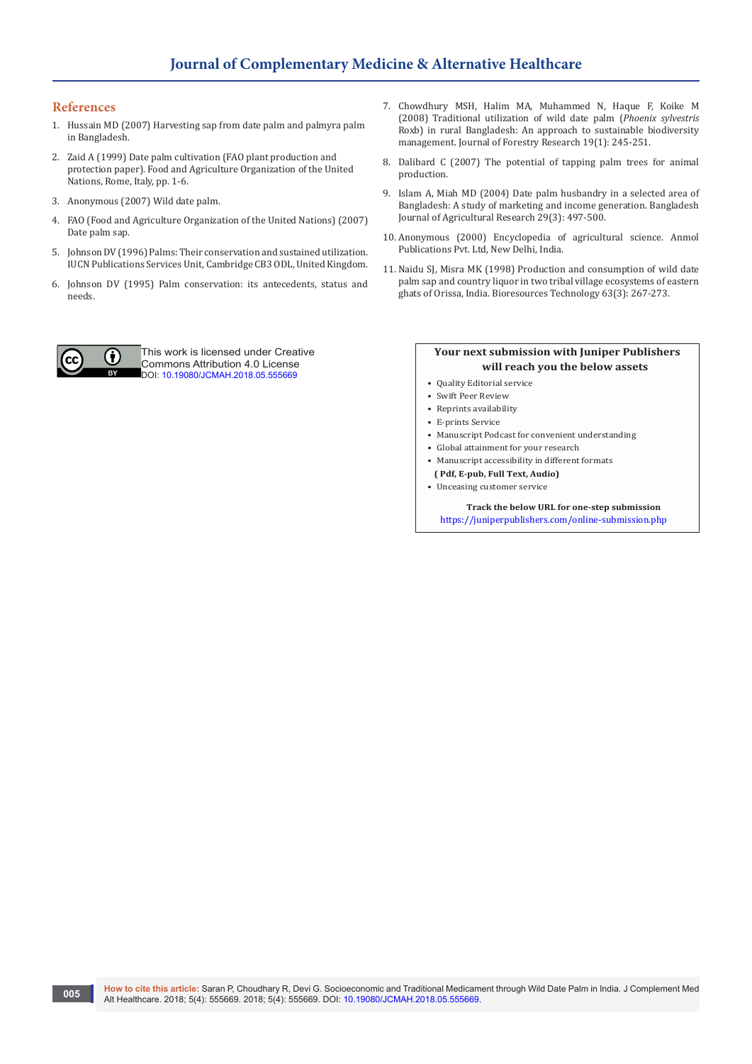## References

1. Hussain MD (2007) Harvesting sap from date palm and palmyra palm in Bangladesh.
2. Zaid A (1999) Date palm cultivation (FAO plant production and protection paper). Food and Agriculture Organization of the United Nations, Rome, Italy, pp. 1-6.
3. Anonymous (2007) Wild date palm.
4. FAO (Food and Agriculture Organization of the United Nations) (2007) Date palm sap.
5. Johnson DV (1996) Palms: Their conservation and sustained utilization. IUCN Publications Services Unit, Cambridge CB3 ODL, United Kingdom.
6. Johnson DV (1995) Palm conservation: its antecedents, status and needs.
7. Chowdhury MSH, Halim MA, Muhammed N, Haque F, Koike M (2008) Traditional utilization of wild date palm (*Phoenix sylvestris* Roxb) in rural Bangladesh: An approach to sustainable biodiversity management. Journal of Forestry Research 19(1): 245-251.
8. Dalibard C (2007) The potential of tapping palm trees for animal production.
9. Islam A, Miah MD (2004) Date palm husbandry in a selected area of Bangladesh: A study of marketing and income generation. Bangladesh Journal of Agricultural Research 29(3): 497-500.
10. Anonymous (2000) Encyclopedia of agricultural science. Anmol Publications Pvt. Ltd, New Delhi, India.
11. Naidu SJ, Misra MK (1998) Production and consumption of wild date palm sap and country liquor in two tribal village ecosystems of eastern ghats of Orissa, India. Bioresources Technology 63(3): 267-273.

This work is licensed under Creative Commons Attribution 4.0 License
DOI: 10.19080/JCMAH.2018.05.555669

**Your next submission with Juniper Publishers will reach you the below assets**

- Quality Editorial service
- Swift Peer Review
- Reprints availability
- E-prints Service
- Manuscript Podcast for convenient understanding
- Global attainment for your research
- Manuscript accessibility in different formats
  **( Pdf, E-pub, Full Text, Audio)**
- Unceasing customer service

**Track the below URL for one-step submission**
https://juniperpublishers.com/online-submission.php

**How to cite this article:** Saran P, Choudhary R, Devi G. Socioeconomic and Traditional Medicament through Wild Date Palm in India. J Complement Med Alt Healthcare. 2018; 5(4): 555669. 2018; 5(4): 555669. DOI: 10.19080/JCMAH.2018.05.555669.